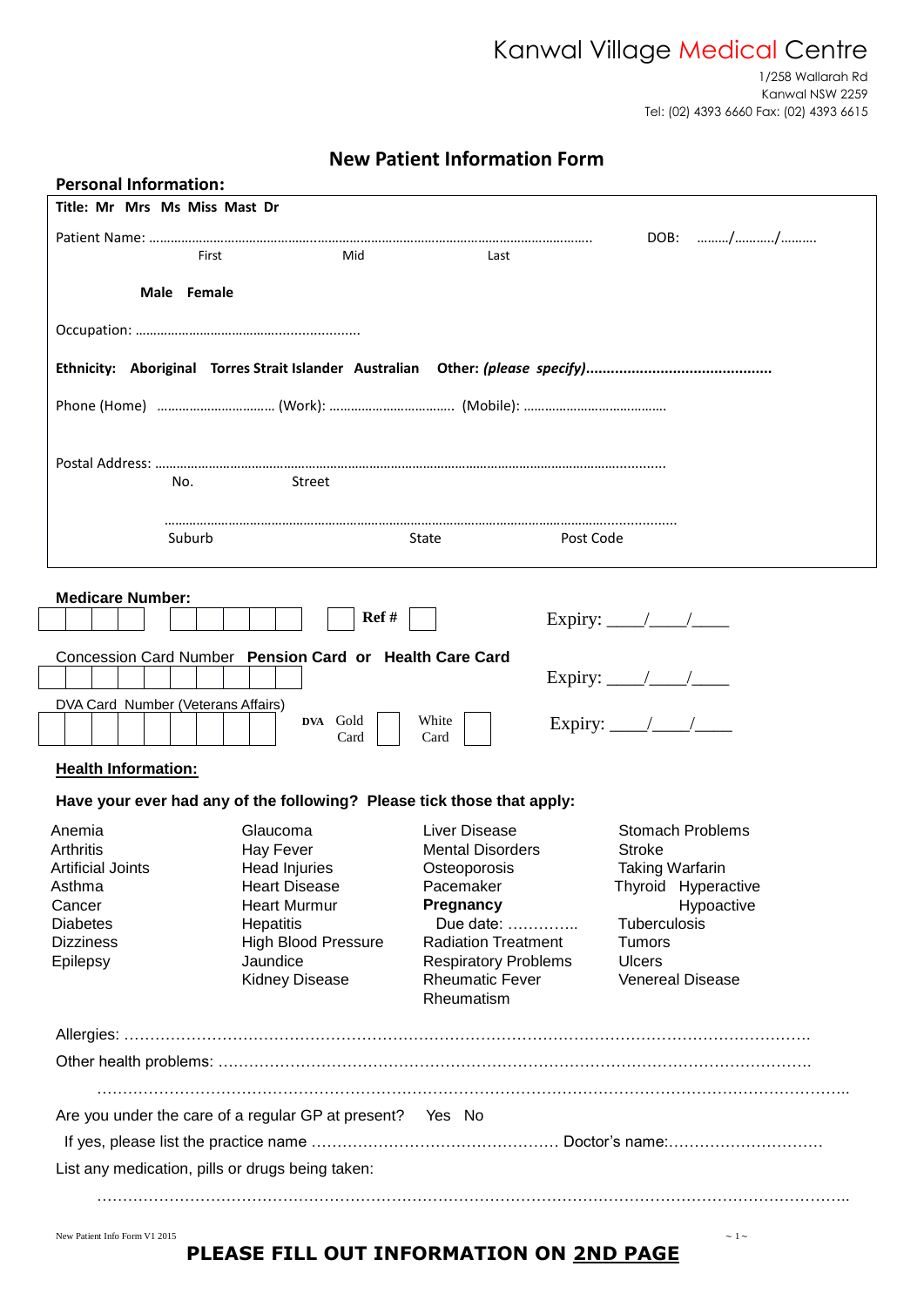# Kanwal Village Medical Centre

1/258 Wallarah Rd
Kanwal NSW 2259
Tel: (02) 4393 6660 Fax: (02) 4393 6615

## New Patient Information Form

### Personal Information:

**Title: Mr Mrs Ms Miss Mast Dr**

Patient Name: ………………………………………………………………………………………………………… DOB: ………/………../……….
First Mid Last

**Male Female**

Occupation: ……………………………………………………

**Ethnicity: Aboriginal Torres Strait Islander Australian Other:** ***(please specify)*****………………………………………**

Phone (Home) …………………………… (Work): ……………………………… (Mobile): …………………………………

Postal Address: ……………………………………………………………………………………………………………………
No. Street

……………………………………………………………………………………………………………………
Suburb State Post Code

**Medicare Number:** Ref # Expiry: ____/____/____

Concession Card Number **Pension Card or Health Care Card** Expiry: ____/____/____

DVA Card Number (Veterans Affairs) **DVA** Gold Card White Card Expiry: ____/____/____

**Health Information:**

**Have your ever had any of the following? Please tick those that apply:**

| | | | |
|---|---|---|---|
| Anemia | Glaucoma | Liver Disease | Stomach Problems |
| Arthritis | Hay Fever | Mental Disorders | Stroke |
| Artificial Joints | Head Injuries | Osteoporosis | Taking Warfarin |
| Asthma | Heart Disease | Pacemaker | Thyroid Hyperactive |
| Cancer | Heart Murmur | **Pregnancy** | Hypoactive |
| Diabetes | Hepatitis | Due date: ………….. | Tuberculosis |
| Dizziness | High Blood Pressure | Radiation Treatment | Tumors |
| Epilepsy | Jaundice | Respiratory Problems | Ulcers |
| | Kidney Disease | Rheumatic Fever | Venereal Disease |
| | | Rheumatism | |

Allergies: …………………………………………………………………………………………………………………

Other health problems: ……………………………………………………………………………………………

……………………………………………………………………………………………………………………………

Are you under the care of a regular GP at present? Yes No

If yes, please list the practice name ………………………………………… Doctor's name:…………………………

List any medication, pills or drugs being taken:

……………………………………………………………………………………………………………………………

New Patient Info Form V1 2015

**PLEASE FILL OUT INFORMATION ON <u>2ND PAGE</u>**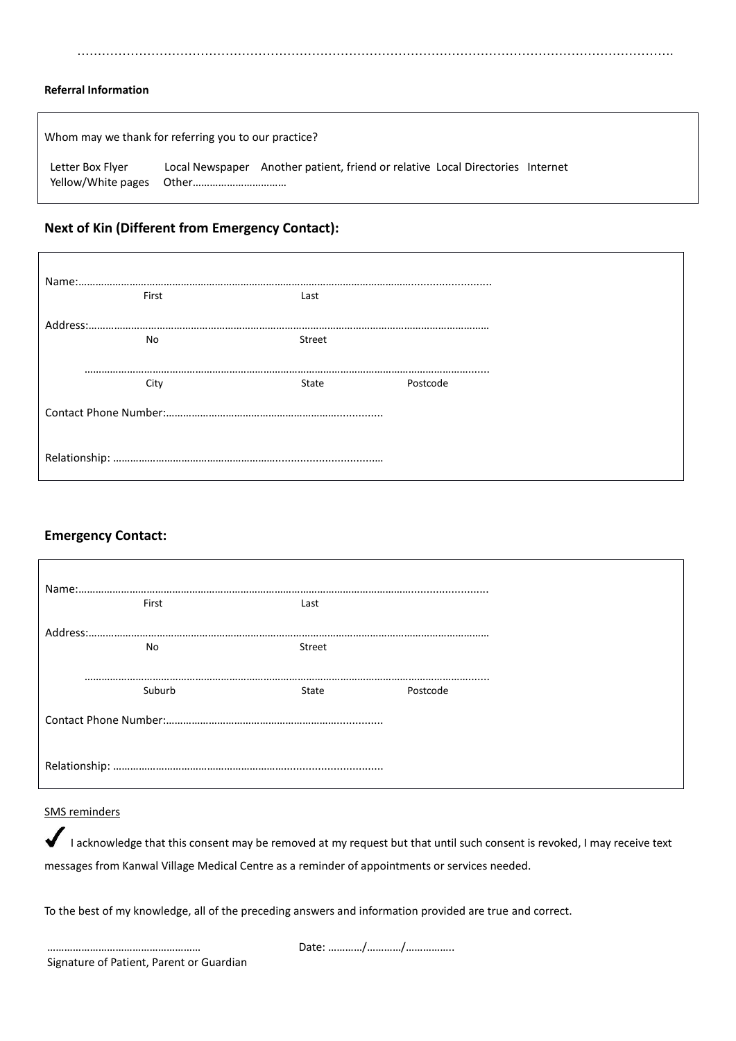……………………………………………………………………………………………………………………………

**Referral Information**

Whom may we thank for referring you to our practice?

Letter Box Flyer   Local Newspaper   Another patient, friend or relative   Local Directories   Internet
Yellow/White pages   Other……………………………

## Next of Kin (Different from Emergency Contact):

Name:…………………………………………………………………………………………………………………………
First   Last

Address:………………………………………………………………………………………………………………………
No   Street

……………………………………………………………………………………………………………………………
City   State   Postcode

Contact Phone Number:…………………………………………………………………

Relationship: …………………………………………………………………………………

## Emergency Contact:

Name:…………………………………………………………………………………………………………………………
First   Last

Address:………………………………………………………………………………………………………………………
No   Street

……………………………………………………………………………………………………………………………
Suburb   State   Postcode

Contact Phone Number:…………………………………………………………………

Relationship: …………………………………………………………………………………

SMS reminders

✔ I acknowledge that this consent may be removed at my request but that until such consent is revoked, I may receive text messages from Kanwal Village Medical Centre as a reminder of appointments or services needed.

To the best of my knowledge, all of the preceding answers and information provided are true and correct.

………………………………………………   Date: …………/…………/……………..
Signature of Patient, Parent or Guardian